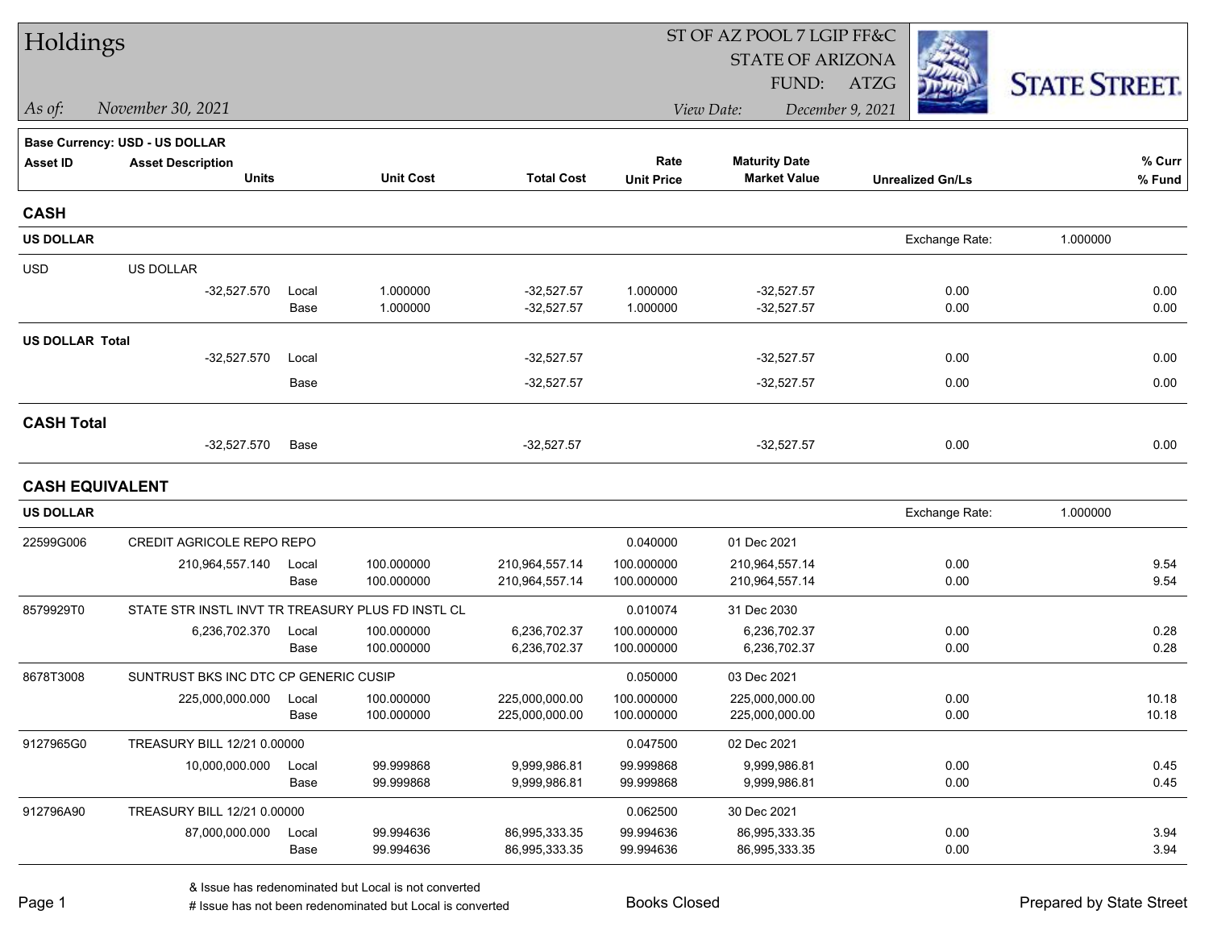# Holdings

ST OF AZ POOL 7 LGIP FF&C
STATE OF ARIZONA
FUND: ATZG

*As of:* *November 30, 2021*

*View Date:* *December 9, 2021*

STATE STREET.

**Base Currency: USD - US DOLLAR**

| Asset ID | Asset Description / Units | | Unit Cost | Total Cost | Rate / Unit Price | Maturity Date / Market Value | Unrealized Gn/Ls | % Curr / % Fund |
|---|---|---|---|---|---|---|---|---|
| **CASH** | | | | | | | | |
| **US DOLLAR** | | | | | | | Exchange Rate: | 1.000000 |
| USD | US DOLLAR | | | | | | | |
| | -32,527.570 | Local | 1.000000 | -32,527.57 | 1.000000 | -32,527.57 | 0.00 | 0.00 |
| | | Base | 1.000000 | -32,527.57 | 1.000000 | -32,527.57 | 0.00 | 0.00 |
| **US DOLLAR Total** | | | | | | | | |
| | -32,527.570 | Local | | -32,527.57 | | -32,527.57 | 0.00 | 0.00 |
| | | Base | | -32,527.57 | | -32,527.57 | 0.00 | 0.00 |
| **CASH Total** | | | | | | | | |
| | -32,527.570 | Base | | -32,527.57 | | -32,527.57 | 0.00 | 0.00 |
| **CASH EQUIVALENT** | | | | | | | | |
| **US DOLLAR** | | | | | | | Exchange Rate: | 1.000000 |
| 22599G006 | CREDIT AGRICOLE REPO REPO | | | | 0.040000 | 01 Dec 2021 | | |
| | 210,964,557.140 | Local | 100.000000 | 210,964,557.14 | 100.000000 | 210,964,557.14 | 0.00 | 9.54 |
| | | Base | 100.000000 | 210,964,557.14 | 100.000000 | 210,964,557.14 | 0.00 | 9.54 |
| 8579929T0 | STATE STR INSTL INVT TR TREASURY PLUS FD INSTL CL | | | | 0.010074 | 31 Dec 2030 | | |
| | 6,236,702.370 | Local | 100.000000 | 6,236,702.37 | 100.000000 | 6,236,702.37 | 0.00 | 0.28 |
| | | Base | 100.000000 | 6,236,702.37 | 100.000000 | 6,236,702.37 | 0.00 | 0.28 |
| 8678T3008 | SUNTRUST BKS INC DTC CP GENERIC CUSIP | | | | 0.050000 | 03 Dec 2021 | | |
| | 225,000,000.000 | Local | 100.000000 | 225,000,000.00 | 100.000000 | 225,000,000.00 | 0.00 | 10.18 |
| | | Base | 100.000000 | 225,000,000.00 | 100.000000 | 225,000,000.00 | 0.00 | 10.18 |
| 9127965G0 | TREASURY BILL 12/21 0.00000 | | | | 0.047500 | 02 Dec 2021 | | |
| | 10,000,000.000 | Local | 99.999868 | 9,999,986.81 | 99.999868 | 9,999,986.81 | 0.00 | 0.45 |
| | | Base | 99.999868 | 9,999,986.81 | 99.999868 | 9,999,986.81 | 0.00 | 0.45 |
| 912796A90 | TREASURY BILL 12/21 0.00000 | | | | 0.062500 | 30 Dec 2021 | | |
| | 87,000,000.000 | Local | 99.994636 | 86,995,333.35 | 99.994636 | 86,995,333.35 | 0.00 | 3.94 |
| | | Base | 99.994636 | 86,995,333.35 | 99.994636 | 86,995,333.35 | 0.00 | 3.94 |

& Issue has redenominated but Local is not converted
# Issue has not been redenominated but Local is converted

Books Closed

Prepared by State Street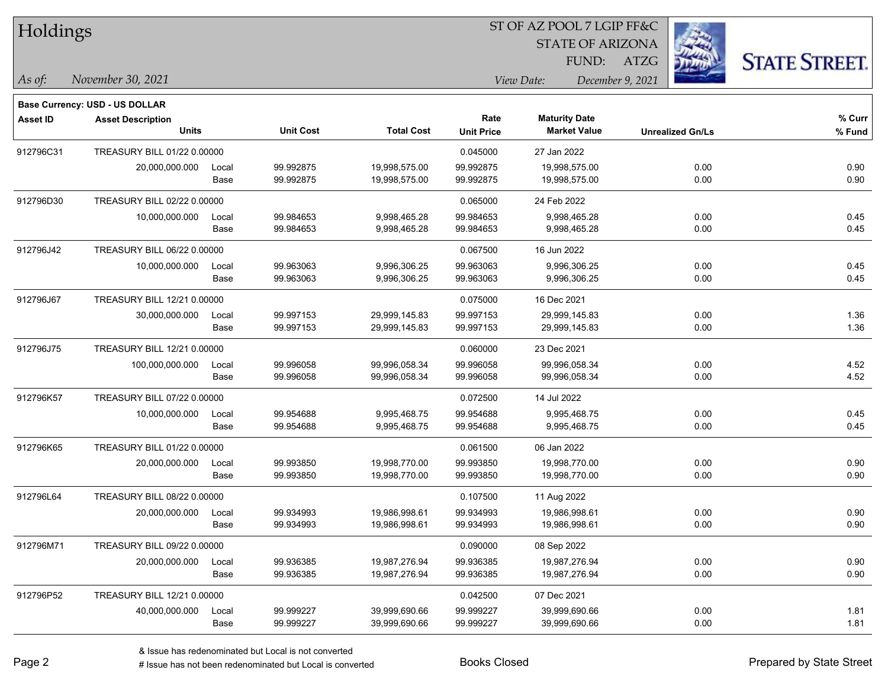# Holdings

ST OF AZ POOL 7 LGIP FF&C
STATE OF ARIZONA
FUND: ATZG

*As of:* November 30, 2021
*View Date:* December 9, 2021

**Base Currency: USD - US DOLLAR**

| Asset ID | Asset Description / Units | | Unit Cost | Total Cost | Rate / Unit Price | Maturity Date / Market Value | Unrealized Gn/Ls | % Curr / % Fund |
|---|---|---|---|---|---|---|---|---|
| 912796C31 | TREASURY BILL 01/22 0.00000 | | | | 0.045000 | 27 Jan 2022 | | |
| | 20,000,000.000 | Local | 99.992875 | 19,998,575.00 | 99.992875 | 19,998,575.00 | 0.00 | 0.90 |
| | | Base | 99.992875 | 19,998,575.00 | 99.992875 | 19,998,575.00 | 0.00 | 0.90 |
| 912796D30 | TREASURY BILL 02/22 0.00000 | | | | 0.065000 | 24 Feb 2022 | | |
| | 10,000,000.000 | Local | 99.984653 | 9,998,465.28 | 99.984653 | 9,998,465.28 | 0.00 | 0.45 |
| | | Base | 99.984653 | 9,998,465.28 | 99.984653 | 9,998,465.28 | 0.00 | 0.45 |
| 912796J42 | TREASURY BILL 06/22 0.00000 | | | | 0.067500 | 16 Jun 2022 | | |
| | 10,000,000.000 | Local | 99.963063 | 9,996,306.25 | 99.963063 | 9,996,306.25 | 0.00 | 0.45 |
| | | Base | 99.963063 | 9,996,306.25 | 99.963063 | 9,996,306.25 | 0.00 | 0.45 |
| 912796J67 | TREASURY BILL 12/21 0.00000 | | | | 0.075000 | 16 Dec 2021 | | |
| | 30,000,000.000 | Local | 99.997153 | 29,999,145.83 | 99.997153 | 29,999,145.83 | 0.00 | 1.36 |
| | | Base | 99.997153 | 29,999,145.83 | 99.997153 | 29,999,145.83 | 0.00 | 1.36 |
| 912796J75 | TREASURY BILL 12/21 0.00000 | | | | 0.060000 | 23 Dec 2021 | | |
| | 100,000,000.000 | Local | 99.996058 | 99,996,058.34 | 99.996058 | 99,996,058.34 | 0.00 | 4.52 |
| | | Base | 99.996058 | 99,996,058.34 | 99.996058 | 99,996,058.34 | 0.00 | 4.52 |
| 912796K57 | TREASURY BILL 07/22 0.00000 | | | | 0.072500 | 14 Jul 2022 | | |
| | 10,000,000.000 | Local | 99.954688 | 9,995,468.75 | 99.954688 | 9,995,468.75 | 0.00 | 0.45 |
| | | Base | 99.954688 | 9,995,468.75 | 99.954688 | 9,995,468.75 | 0.00 | 0.45 |
| 912796K65 | TREASURY BILL 01/22 0.00000 | | | | 0.061500 | 06 Jan 2022 | | |
| | 20,000,000.000 | Local | 99.993850 | 19,998,770.00 | 99.993850 | 19,998,770.00 | 0.00 | 0.90 |
| | | Base | 99.993850 | 19,998,770.00 | 99.993850 | 19,998,770.00 | 0.00 | 0.90 |
| 912796L64 | TREASURY BILL 08/22 0.00000 | | | | 0.107500 | 11 Aug 2022 | | |
| | 20,000,000.000 | Local | 99.934993 | 19,986,998.61 | 99.934993 | 19,986,998.61 | 0.00 | 0.90 |
| | | Base | 99.934993 | 19,986,998.61 | 99.934993 | 19,986,998.61 | 0.00 | 0.90 |
| 912796M71 | TREASURY BILL 09/22 0.00000 | | | | 0.090000 | 08 Sep 2022 | | |
| | 20,000,000.000 | Local | 99.936385 | 19,987,276.94 | 99.936385 | 19,987,276.94 | 0.00 | 0.90 |
| | | Base | 99.936385 | 19,987,276.94 | 99.936385 | 19,987,276.94 | 0.00 | 0.90 |
| 912796P52 | TREASURY BILL 12/21 0.00000 | | | | 0.042500 | 07 Dec 2021 | | |
| | 40,000,000.000 | Local | 99.999227 | 39,999,690.66 | 99.999227 | 39,999,690.66 | 0.00 | 1.81 |
| | | Base | 99.999227 | 39,999,690.66 | 99.999227 | 39,999,690.66 | 0.00 | 1.81 |

& Issue has redenominated but Local is not converted
# Issue has not been redenominated but Local is converted

Books Closed

Prepared by State Street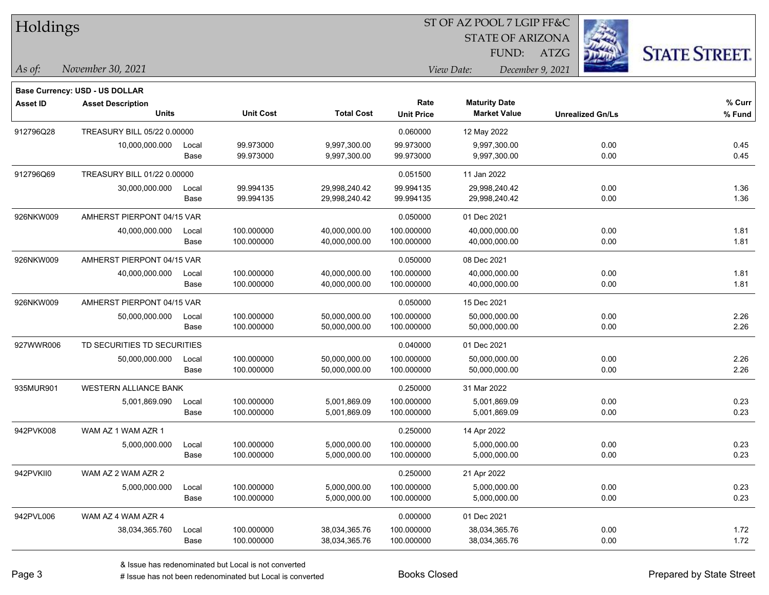# Holdings

ST OF AZ POOL 7 LGIP FF&C
STATE OF ARIZONA
FUND: ATZG

*As of:* *November 30, 2021*
*View Date:* *December 9, 2021*

**Base Currency: USD - US DOLLAR**

| Asset ID | Asset Description / Units | | Unit Cost | Total Cost | Rate / Unit Price | Maturity Date / Market Value | Unrealized Gn/Ls | % Curr / % Fund |
|---|---|---|---|---|---|---|---|---|
| 912796Q28 | TREASURY BILL 05/22 0.00000 | | | | 0.060000 | 12 May 2022 | | |
| | 10,000,000.000 | Local | 99.973000 | 9,997,300.00 | 99.973000 | 9,997,300.00 | 0.00 | 0.45 |
| | | Base | 99.973000 | 9,997,300.00 | 99.973000 | 9,997,300.00 | 0.00 | 0.45 |
| 912796Q69 | TREASURY BILL 01/22 0.00000 | | | | 0.051500 | 11 Jan 2022 | | |
| | 30,000,000.000 | Local | 99.994135 | 29,998,240.42 | 99.994135 | 29,998,240.42 | 0.00 | 1.36 |
| | | Base | 99.994135 | 29,998,240.42 | 99.994135 | 29,998,240.42 | 0.00 | 1.36 |
| 926NKW009 | AMHERST PIERPONT 04/15 VAR | | | | 0.050000 | 01 Dec 2021 | | |
| | 40,000,000.000 | Local | 100.000000 | 40,000,000.00 | 100.000000 | 40,000,000.00 | 0.00 | 1.81 |
| | | Base | 100.000000 | 40,000,000.00 | 100.000000 | 40,000,000.00 | 0.00 | 1.81 |
| 926NKW009 | AMHERST PIERPONT 04/15 VAR | | | | 0.050000 | 08 Dec 2021 | | |
| | 40,000,000.000 | Local | 100.000000 | 40,000,000.00 | 100.000000 | 40,000,000.00 | 0.00 | 1.81 |
| | | Base | 100.000000 | 40,000,000.00 | 100.000000 | 40,000,000.00 | 0.00 | 1.81 |
| 926NKW009 | AMHERST PIERPONT 04/15 VAR | | | | 0.050000 | 15 Dec 2021 | | |
| | 50,000,000.000 | Local | 100.000000 | 50,000,000.00 | 100.000000 | 50,000,000.00 | 0.00 | 2.26 |
| | | Base | 100.000000 | 50,000,000.00 | 100.000000 | 50,000,000.00 | 0.00 | 2.26 |
| 927WWR006 | TD SECURITIES TD SECURITIES | | | | 0.040000 | 01 Dec 2021 | | |
| | 50,000,000.000 | Local | 100.000000 | 50,000,000.00 | 100.000000 | 50,000,000.00 | 0.00 | 2.26 |
| | | Base | 100.000000 | 50,000,000.00 | 100.000000 | 50,000,000.00 | 0.00 | 2.26 |
| 935MUR901 | WESTERN ALLIANCE BANK | | | | 0.250000 | 31 Mar 2022 | | |
| | 5,001,869.090 | Local | 100.000000 | 5,001,869.09 | 100.000000 | 5,001,869.09 | 0.00 | 0.23 |
| | | Base | 100.000000 | 5,001,869.09 | 100.000000 | 5,001,869.09 | 0.00 | 0.23 |
| 942PVK008 | WAM AZ 1 WAM AZR 1 | | | | 0.250000 | 14 Apr 2022 | | |
| | 5,000,000.000 | Local | 100.000000 | 5,000,000.00 | 100.000000 | 5,000,000.00 | 0.00 | 0.23 |
| | | Base | 100.000000 | 5,000,000.00 | 100.000000 | 5,000,000.00 | 0.00 | 0.23 |
| 942PVKII0 | WAM AZ 2 WAM AZR 2 | | | | 0.250000 | 21 Apr 2022 | | |
| | 5,000,000.000 | Local | 100.000000 | 5,000,000.00 | 100.000000 | 5,000,000.00 | 0.00 | 0.23 |
| | | Base | 100.000000 | 5,000,000.00 | 100.000000 | 5,000,000.00 | 0.00 | 0.23 |
| 942PVL006 | WAM AZ 4 WAM AZR 4 | | | | 0.000000 | 01 Dec 2021 | | |
| | 38,034,365.760 | Local | 100.000000 | 38,034,365.76 | 100.000000 | 38,034,365.76 | 0.00 | 1.72 |
| | | Base | 100.000000 | 38,034,365.76 | 100.000000 | 38,034,365.76 | 0.00 | 1.72 |

& Issue has redenominated but Local is not converted
# Issue has not been redenominated but Local is converted

Books Closed

Prepared by State Street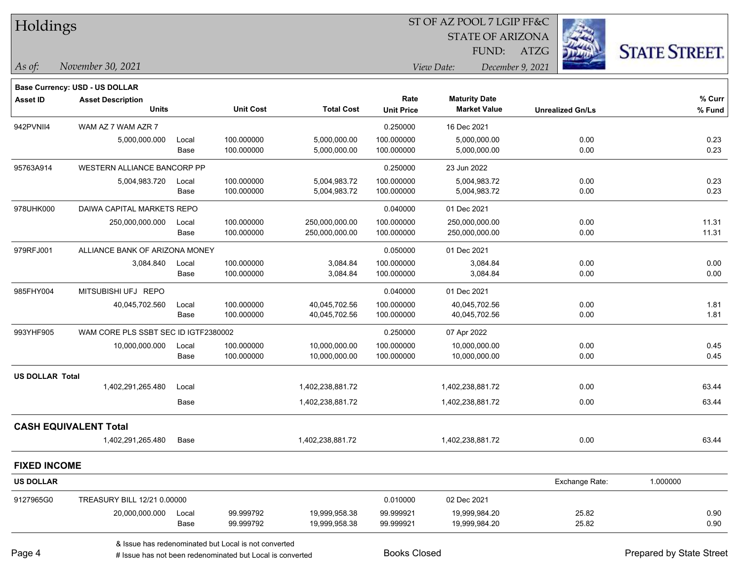Holdings

ST OF AZ POOL 7 LGIP FF&C
STATE OF ARIZONA
FUND: ATZG

*As of:* *November 30, 2021*

*View Date:* *December 9, 2021*

**Base Currency: USD - US DOLLAR**

| Asset ID | Asset Description / Units | | Unit Cost | Total Cost | Rate / Unit Price | Maturity Date / Market Value | Unrealized Gn/Ls | % Curr / % Fund |
|---|---|---|---|---|---|---|---|---|
| 942PVNII4 | WAM AZ 7 WAM AZR 7 | | | | 0.250000 | 16 Dec 2021 | | |
| | 5,000,000.000 | Local | 100.000000 | 5,000,000.00 | 100.000000 | 5,000,000.00 | 0.00 | 0.23 |
| | | Base | 100.000000 | 5,000,000.00 | 100.000000 | 5,000,000.00 | 0.00 | 0.23 |
| 95763A914 | WESTERN ALLIANCE BANCORP PP | | | | 0.250000 | 23 Jun 2022 | | |
| | 5,004,983.720 | Local | 100.000000 | 5,004,983.72 | 100.000000 | 5,004,983.72 | 0.00 | 0.23 |
| | | Base | 100.000000 | 5,004,983.72 | 100.000000 | 5,004,983.72 | 0.00 | 0.23 |
| 978UHK000 | DAIWA CAPITAL MARKETS REPO | | | | 0.040000 | 01 Dec 2021 | | |
| | 250,000,000.000 | Local | 100.000000 | 250,000,000.00 | 100.000000 | 250,000,000.00 | 0.00 | 11.31 |
| | | Base | 100.000000 | 250,000,000.00 | 100.000000 | 250,000,000.00 | 0.00 | 11.31 |
| 979RFJ001 | ALLIANCE BANK OF ARIZONA MONEY | | | | 0.050000 | 01 Dec 2021 | | |
| | 3,084.840 | Local | 100.000000 | 3,084.84 | 100.000000 | 3,084.84 | 0.00 | 0.00 |
| | | Base | 100.000000 | 3,084.84 | 100.000000 | 3,084.84 | 0.00 | 0.00 |
| 985FHY004 | MITSUBISHI UFJ REPO | | | | 0.040000 | 01 Dec 2021 | | |
| | 40,045,702.560 | Local | 100.000000 | 40,045,702.56 | 100.000000 | 40,045,702.56 | 0.00 | 1.81 |
| | | Base | 100.000000 | 40,045,702.56 | 100.000000 | 40,045,702.56 | 0.00 | 1.81 |
| 993YHF905 | WAM CORE PLS SSBT SEC ID IGTF2380002 | | | | 0.250000 | 07 Apr 2022 | | |
| | 10,000,000.000 | Local | 100.000000 | 10,000,000.00 | 100.000000 | 10,000,000.00 | 0.00 | 0.45 |
| | | Base | 100.000000 | 10,000,000.00 | 100.000000 | 10,000,000.00 | 0.00 | 0.45 |
| **US DOLLAR Total** | | | | | | | | |
| | 1,402,291,265.480 | Local | | 1,402,238,881.72 | | 1,402,238,881.72 | 0.00 | 63.44 |
| | | Base | | 1,402,238,881.72 | | 1,402,238,881.72 | 0.00 | 63.44 |
| **CASH EQUIVALENT Total** | | | | | | | | |
| | 1,402,291,265.480 | Base | | 1,402,238,881.72 | | 1,402,238,881.72 | 0.00 | 63.44 |

## FIXED INCOME

**US DOLLAR** — Exchange Rate: 1.000000

| Asset ID | Asset Description / Units | | Unit Cost | Total Cost | Rate / Unit Price | Maturity Date / Market Value | Unrealized Gn/Ls | % Curr / % Fund |
|---|---|---|---|---|---|---|---|---|
| 9127965G0 | TREASURY BILL 12/21 0.00000 | | | | 0.010000 | 02 Dec 2021 | | |
| | 20,000,000.000 | Local | 99.999792 | 19,999,958.38 | 99.999921 | 19,999,984.20 | 25.82 | 0.90 |
| | | Base | 99.999792 | 19,999,958.38 | 99.999921 | 19,999,984.20 | 25.82 | 0.90 |

& Issue has redenominated but Local is not converted
# Issue has not been redenominated but Local is converted

Books Closed

Prepared by State Street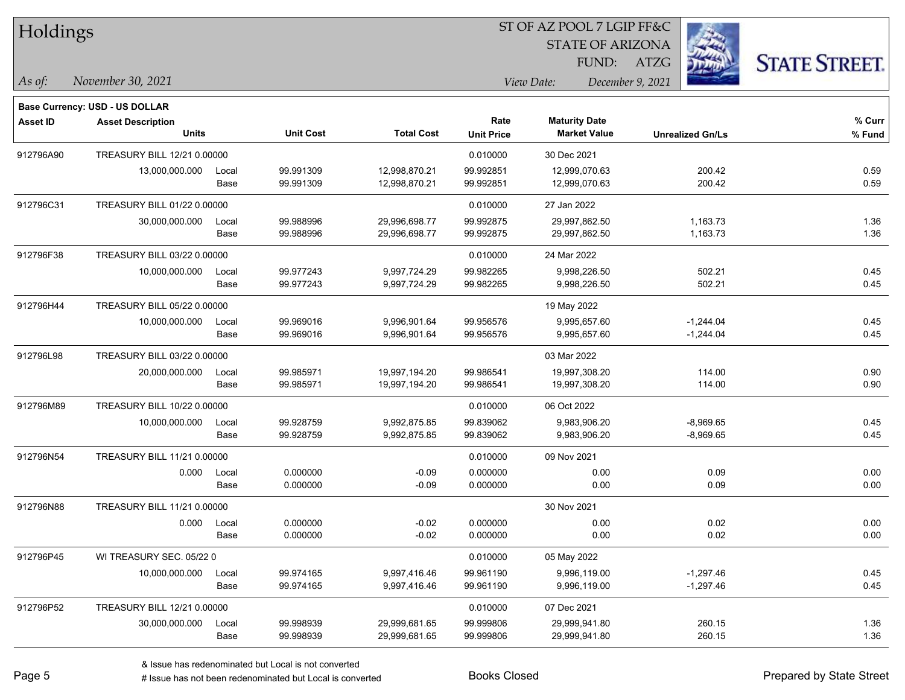# Holdings

ST OF AZ POOL 7 LGIP FF&C
STATE OF ARIZONA
FUND: ATZG

*As of:* *November 30, 2021*    *View Date:* *December 9, 2021*

**STATE STREET.**

**Base Currency: USD - US DOLLAR**

| Asset ID | Asset Description / Units | | Unit Cost | Total Cost | Rate / Unit Price | Maturity Date / Market Value | Unrealized Gn/Ls | % Curr / % Fund |
|---|---|---|---|---|---|---|---|---|
| 912796A90 | TREASURY BILL 12/21 0.00000 | | | | 0.010000 | 30 Dec 2021 | | |
| | 13,000,000.000 | Local | 99.991309 | 12,998,870.21 | 99.992851 | 12,999,070.63 | 200.42 | 0.59 |
| | | Base | 99.991309 | 12,998,870.21 | 99.992851 | 12,999,070.63 | 200.42 | 0.59 |
| 912796C31 | TREASURY BILL 01/22 0.00000 | | | | 0.010000 | 27 Jan 2022 | | |
| | 30,000,000.000 | Local | 99.988996 | 29,996,698.77 | 99.992875 | 29,997,862.50 | 1,163.73 | 1.36 |
| | | Base | 99.988996 | 29,996,698.77 | 99.992875 | 29,997,862.50 | 1,163.73 | 1.36 |
| 912796F38 | TREASURY BILL 03/22 0.00000 | | | | 0.010000 | 24 Mar 2022 | | |
| | 10,000,000.000 | Local | 99.977243 | 9,997,724.29 | 99.982265 | 9,998,226.50 | 502.21 | 0.45 |
| | | Base | 99.977243 | 9,997,724.29 | 99.982265 | 9,998,226.50 | 502.21 | 0.45 |
| 912796H44 | TREASURY BILL 05/22 0.00000 | | | | | 19 May 2022 | | |
| | 10,000,000.000 | Local | 99.969016 | 9,996,901.64 | 99.956576 | 9,995,657.60 | -1,244.04 | 0.45 |
| | | Base | 99.969016 | 9,996,901.64 | 99.956576 | 9,995,657.60 | -1,244.04 | 0.45 |
| 912796L98 | TREASURY BILL 03/22 0.00000 | | | | | 03 Mar 2022 | | |
| | 20,000,000.000 | Local | 99.985971 | 19,997,194.20 | 99.986541 | 19,997,308.20 | 114.00 | 0.90 |
| | | Base | 99.985971 | 19,997,194.20 | 99.986541 | 19,997,308.20 | 114.00 | 0.90 |
| 912796M89 | TREASURY BILL 10/22 0.00000 | | | | 0.010000 | 06 Oct 2022 | | |
| | 10,000,000.000 | Local | 99.928759 | 9,992,875.85 | 99.839062 | 9,983,906.20 | -8,969.65 | 0.45 |
| | | Base | 99.928759 | 9,992,875.85 | 99.839062 | 9,983,906.20 | -8,969.65 | 0.45 |
| 912796N54 | TREASURY BILL 11/21 0.00000 | | | | 0.010000 | 09 Nov 2021 | | |
| | 0.000 | Local | 0.000000 | -0.09 | 0.000000 | 0.00 | 0.09 | 0.00 |
| | | Base | 0.000000 | -0.09 | 0.000000 | 0.00 | 0.09 | 0.00 |
| 912796N88 | TREASURY BILL 11/21 0.00000 | | | | 0.010000 | 30 Nov 2021 | | |
| | 0.000 | Local | 0.000000 | -0.02 | 0.000000 | 0.00 | 0.02 | 0.00 |
| | | Base | 0.000000 | -0.02 | 0.000000 | 0.00 | 0.02 | 0.00 |
| 912796P45 | WI TREASURY SEC. 05/22 0 | | | | 0.010000 | 05 May 2022 | | |
| | 10,000,000.000 | Local | 99.974165 | 9,997,416.46 | 99.961190 | 9,996,119.00 | -1,297.46 | 0.45 |
| | | Base | 99.974165 | 9,997,416.46 | 99.961190 | 9,996,119.00 | -1,297.46 | 0.45 |
| 912796P52 | TREASURY BILL 12/21 0.00000 | | | | 0.010000 | 07 Dec 2021 | | |
| | 30,000,000.000 | Local | 99.998939 | 29,999,681.65 | 99.999806 | 29,999,941.80 | 260.15 | 1.36 |
| | | Base | 99.998939 | 29,999,681.65 | 99.999806 | 29,999,941.80 | 260.15 | 1.36 |

& Issue has redenominated but Local is not converted
# Issue has not been redenominated but Local is converted

Books Closed

Prepared by State Street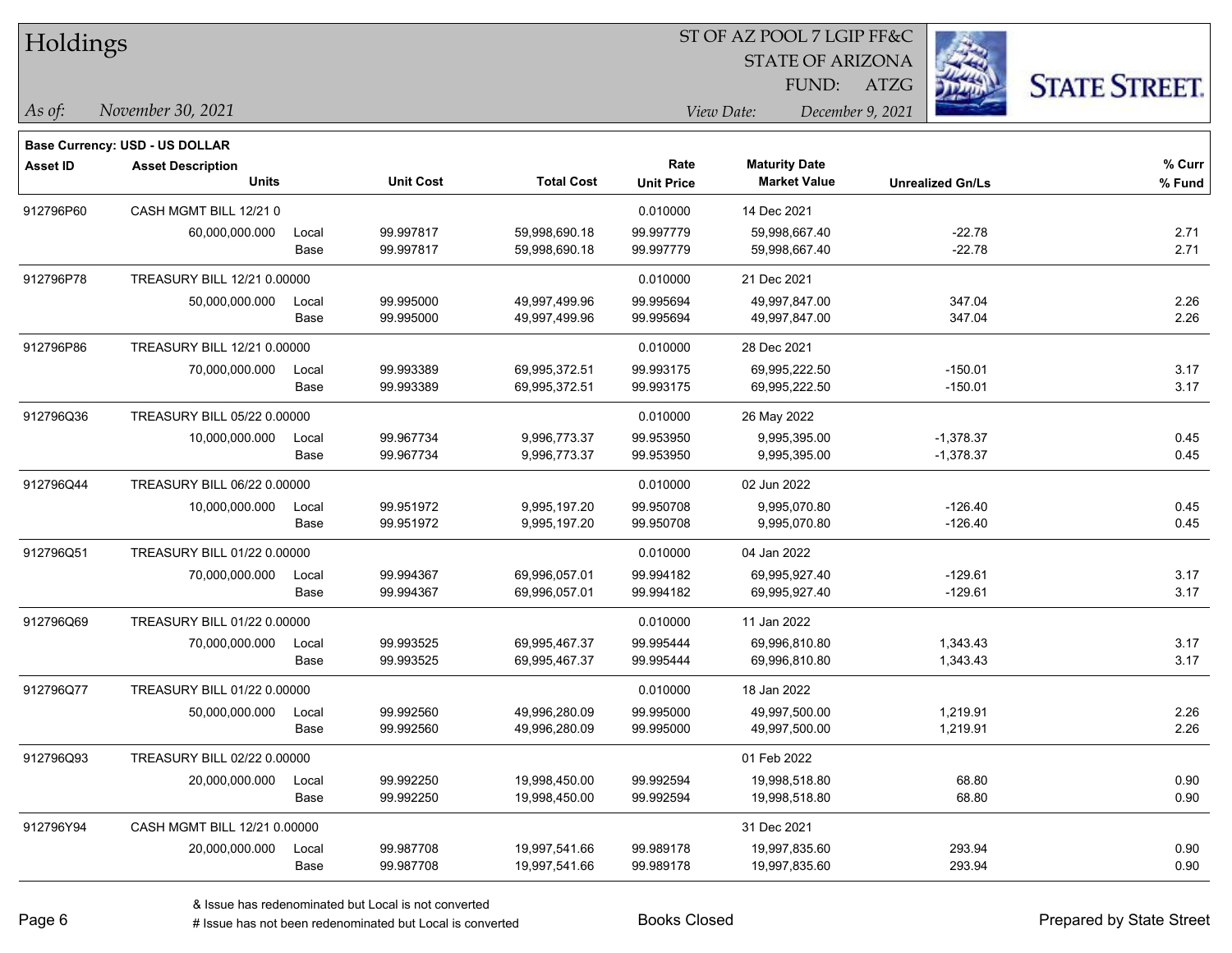# Holdings

ST OF AZ POOL 7 LGIP FF&C
STATE OF ARIZONA
FUND: ATZG

*As of:* *November 30, 2021*
*View Date:* *December 9, 2021*

**Base Currency: USD - US DOLLAR**

| Asset ID | Asset Description / Units | | Unit Cost | Total Cost | Rate / Unit Price | Maturity Date / Market Value | Unrealized Gn/Ls | % Curr / % Fund |
|---|---|---|---|---|---|---|---|---|
| 912796P60 | CASH MGMT BILL 12/21 0 | | | | 0.010000 | 14 Dec 2021 | | |
| | 60,000,000.000 | Local | 99.997817 | 59,998,690.18 | 99.997779 | 59,998,667.40 | -22.78 | 2.71 |
| | | Base | 99.997817 | 59,998,690.18 | 99.997779 | 59,998,667.40 | -22.78 | 2.71 |
| 912796P78 | TREASURY BILL 12/21 0.00000 | | | | 0.010000 | 21 Dec 2021 | | |
| | 50,000,000.000 | Local | 99.995000 | 49,997,499.96 | 99.995694 | 49,997,847.00 | 347.04 | 2.26 |
| | | Base | 99.995000 | 49,997,499.96 | 99.995694 | 49,997,847.00 | 347.04 | 2.26 |
| 912796P86 | TREASURY BILL 12/21 0.00000 | | | | 0.010000 | 28 Dec 2021 | | |
| | 70,000,000.000 | Local | 99.993389 | 69,995,372.51 | 99.993175 | 69,995,222.50 | -150.01 | 3.17 |
| | | Base | 99.993389 | 69,995,372.51 | 99.993175 | 69,995,222.50 | -150.01 | 3.17 |
| 912796Q36 | TREASURY BILL 05/22 0.00000 | | | | 0.010000 | 26 May 2022 | | |
| | 10,000,000.000 | Local | 99.967734 | 9,996,773.37 | 99.953950 | 9,995,395.00 | -1,378.37 | 0.45 |
| | | Base | 99.967734 | 9,996,773.37 | 99.953950 | 9,995,395.00 | -1,378.37 | 0.45 |
| 912796Q44 | TREASURY BILL 06/22 0.00000 | | | | 0.010000 | 02 Jun 2022 | | |
| | 10,000,000.000 | Local | 99.951972 | 9,995,197.20 | 99.950708 | 9,995,070.80 | -126.40 | 0.45 |
| | | Base | 99.951972 | 9,995,197.20 | 99.950708 | 9,995,070.80 | -126.40 | 0.45 |
| 912796Q51 | TREASURY BILL 01/22 0.00000 | | | | 0.010000 | 04 Jan 2022 | | |
| | 70,000,000.000 | Local | 99.994367 | 69,996,057.01 | 99.994182 | 69,995,927.40 | -129.61 | 3.17 |
| | | Base | 99.994367 | 69,996,057.01 | 99.994182 | 69,995,927.40 | -129.61 | 3.17 |
| 912796Q69 | TREASURY BILL 01/22 0.00000 | | | | 0.010000 | 11 Jan 2022 | | |
| | 70,000,000.000 | Local | 99.993525 | 69,995,467.37 | 99.995444 | 69,996,810.80 | 1,343.43 | 3.17 |
| | | Base | 99.993525 | 69,995,467.37 | 99.995444 | 69,996,810.80 | 1,343.43 | 3.17 |
| 912796Q77 | TREASURY BILL 01/22 0.00000 | | | | 0.010000 | 18 Jan 2022 | | |
| | 50,000,000.000 | Local | 99.992560 | 49,996,280.09 | 99.995000 | 49,997,500.00 | 1,219.91 | 2.26 |
| | | Base | 99.992560 | 49,996,280.09 | 99.995000 | 49,997,500.00 | 1,219.91 | 2.26 |
| 912796Q93 | TREASURY BILL 02/22 0.00000 | | | | | 01 Feb 2022 | | |
| | 20,000,000.000 | Local | 99.992250 | 19,998,450.00 | 99.992594 | 19,998,518.80 | 68.80 | 0.90 |
| | | Base | 99.992250 | 19,998,450.00 | 99.992594 | 19,998,518.80 | 68.80 | 0.90 |
| 912796Y94 | CASH MGMT BILL 12/21 0.00000 | | | | | 31 Dec 2021 | | |
| | 20,000,000.000 | Local | 99.987708 | 19,997,541.66 | 99.989178 | 19,997,835.60 | 293.94 | 0.90 |
| | | Base | 99.987708 | 19,997,541.66 | 99.989178 | 19,997,835.60 | 293.94 | 0.90 |

& Issue has redenominated but Local is not converted
# Issue has not been redenominated but Local is converted

Books Closed

Prepared by State Street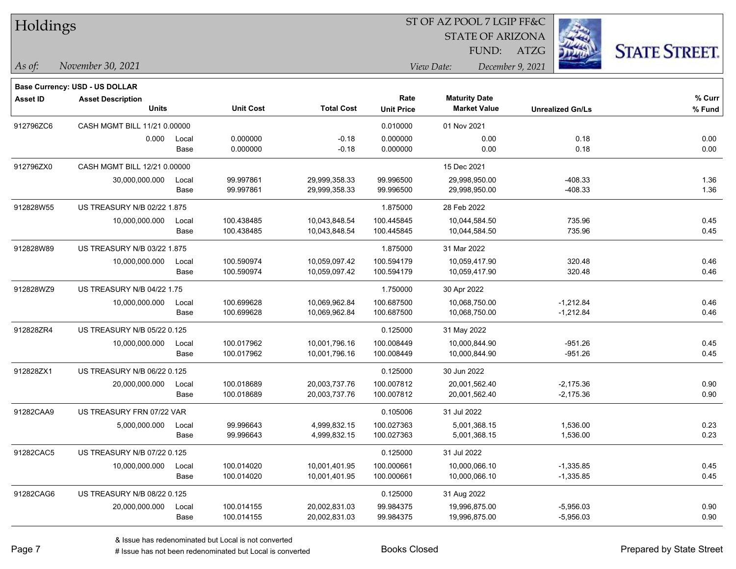# Holdings

ST OF AZ POOL 7 LGIP FF&C
STATE OF ARIZONA
FUND: ATZG

*As of:* November 30, 2021

*View Date:* December 9, 2021

**Base Currency: USD - US DOLLAR**

| Asset ID | Asset Description / Units | | Unit Cost | Total Cost | Rate / Unit Price | Maturity Date / Market Value | Unrealized Gn/Ls | % Curr / % Fund |
|---|---|---|---|---|---|---|---|---|
| 912796ZC6 | CASH MGMT BILL 11/21 0.00000 | | | | 0.010000 | 01 Nov 2021 | | |
| | 0.000 | Local | 0.000000 | -0.18 | 0.000000 | 0.00 | 0.18 | 0.00 |
| | | Base | 0.000000 | -0.18 | 0.000000 | 0.00 | 0.18 | 0.00 |
| 912796ZX0 | CASH MGMT BILL 12/21 0.00000 | | | | | 15 Dec 2021 | | |
| | 30,000,000.000 | Local | 99.997861 | 29,999,358.33 | 99.996500 | 29,998,950.00 | -408.33 | 1.36 |
| | | Base | 99.997861 | 29,999,358.33 | 99.996500 | 29,998,950.00 | -408.33 | 1.36 |
| 912828W55 | US TREASURY N/B 02/22 1.875 | | | | 1.875000 | 28 Feb 2022 | | |
| | 10,000,000.000 | Local | 100.438485 | 10,043,848.54 | 100.445845 | 10,044,584.50 | 735.96 | 0.45 |
| | | Base | 100.438485 | 10,043,848.54 | 100.445845 | 10,044,584.50 | 735.96 | 0.45 |
| 912828W89 | US TREASURY N/B 03/22 1.875 | | | | 1.875000 | 31 Mar 2022 | | |
| | 10,000,000.000 | Local | 100.590974 | 10,059,097.42 | 100.594179 | 10,059,417.90 | 320.48 | 0.46 |
| | | Base | 100.590974 | 10,059,097.42 | 100.594179 | 10,059,417.90 | 320.48 | 0.46 |
| 912828WZ9 | US TREASURY N/B 04/22 1.75 | | | | 1.750000 | 30 Apr 2022 | | |
| | 10,000,000.000 | Local | 100.699628 | 10,069,962.84 | 100.687500 | 10,068,750.00 | -1,212.84 | 0.46 |
| | | Base | 100.699628 | 10,069,962.84 | 100.687500 | 10,068,750.00 | -1,212.84 | 0.46 |
| 912828ZR4 | US TREASURY N/B 05/22 0.125 | | | | 0.125000 | 31 May 2022 | | |
| | 10,000,000.000 | Local | 100.017962 | 10,001,796.16 | 100.008449 | 10,000,844.90 | -951.26 | 0.45 |
| | | Base | 100.017962 | 10,001,796.16 | 100.008449 | 10,000,844.90 | -951.26 | 0.45 |
| 912828ZX1 | US TREASURY N/B 06/22 0.125 | | | | 0.125000 | 30 Jun 2022 | | |
| | 20,000,000.000 | Local | 100.018689 | 20,003,737.76 | 100.007812 | 20,001,562.40 | -2,175.36 | 0.90 |
| | | Base | 100.018689 | 20,003,737.76 | 100.007812 | 20,001,562.40 | -2,175.36 | 0.90 |
| 91282CAA9 | US TREASURY FRN 07/22 VAR | | | | 0.105006 | 31 Jul 2022 | | |
| | 5,000,000.000 | Local | 99.996643 | 4,999,832.15 | 100.027363 | 5,001,368.15 | 1,536.00 | 0.23 |
| | | Base | 99.996643 | 4,999,832.15 | 100.027363 | 5,001,368.15 | 1,536.00 | 0.23 |
| 91282CAC5 | US TREASURY N/B 07/22 0.125 | | | | 0.125000 | 31 Jul 2022 | | |
| | 10,000,000.000 | Local | 100.014020 | 10,001,401.95 | 100.000661 | 10,000,066.10 | -1,335.85 | 0.45 |
| | | Base | 100.014020 | 10,001,401.95 | 100.000661 | 10,000,066.10 | -1,335.85 | 0.45 |
| 91282CAG6 | US TREASURY N/B 08/22 0.125 | | | | 0.125000 | 31 Aug 2022 | | |
| | 20,000,000.000 | Local | 100.014155 | 20,002,831.03 | 99.984375 | 19,996,875.00 | -5,956.03 | 0.90 |
| | | Base | 100.014155 | 20,002,831.03 | 99.984375 | 19,996,875.00 | -5,956.03 | 0.90 |

& Issue has redenominated but Local is not converted
# Issue has not been redenominated but Local is converted

Books Closed

Prepared by State Street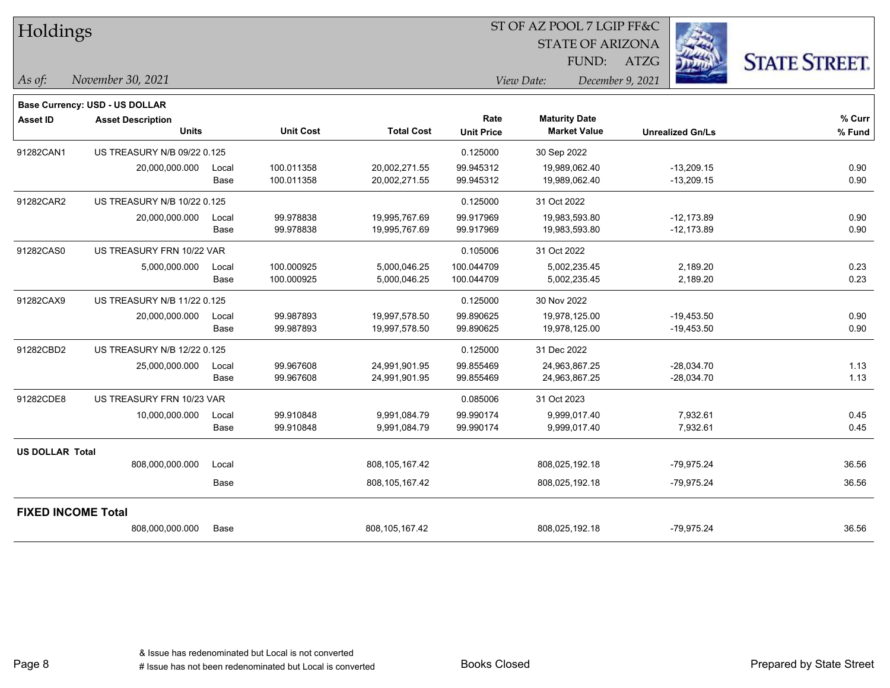# Holdings

ST OF AZ POOL 7 LGIP FF&C
STATE OF ARIZONA
FUND: ATZG

*As of:* November 30, 2021

*View Date:* December 9, 2021

**Base Currency: USD - US DOLLAR**

| Asset ID | Asset Description / Units | | Unit Cost | Total Cost | Rate / Unit Price | Maturity Date / Market Value | Unrealized Gn/Ls | % Curr / % Fund |
|---|---|---|---|---|---|---|---|---|
| 91282CAN1 | US TREASURY N/B 09/22 0.125 | | | | 0.125000 | 30 Sep 2022 | | |
| | 20,000,000.000 | Local | 100.011358 | 20,002,271.55 | 99.945312 | 19,989,062.40 | -13,209.15 | 0.90 |
| | | Base | 100.011358 | 20,002,271.55 | 99.945312 | 19,989,062.40 | -13,209.15 | 0.90 |
| 91282CAR2 | US TREASURY N/B 10/22 0.125 | | | | 0.125000 | 31 Oct 2022 | | |
| | 20,000,000.000 | Local | 99.978838 | 19,995,767.69 | 99.917969 | 19,983,593.80 | -12,173.89 | 0.90 |
| | | Base | 99.978838 | 19,995,767.69 | 99.917969 | 19,983,593.80 | -12,173.89 | 0.90 |
| 91282CAS0 | US TREASURY FRN 10/22 VAR | | | | 0.105006 | 31 Oct 2022 | | |
| | 5,000,000.000 | Local | 100.000925 | 5,000,046.25 | 100.044709 | 5,002,235.45 | 2,189.20 | 0.23 |
| | | Base | 100.000925 | 5,000,046.25 | 100.044709 | 5,002,235.45 | 2,189.20 | 0.23 |
| 91282CAX9 | US TREASURY N/B 11/22 0.125 | | | | 0.125000 | 30 Nov 2022 | | |
| | 20,000,000.000 | Local | 99.987893 | 19,997,578.50 | 99.890625 | 19,978,125.00 | -19,453.50 | 0.90 |
| | | Base | 99.987893 | 19,997,578.50 | 99.890625 | 19,978,125.00 | -19,453.50 | 0.90 |
| 91282CBD2 | US TREASURY N/B 12/22 0.125 | | | | 0.125000 | 31 Dec 2022 | | |
| | 25,000,000.000 | Local | 99.967608 | 24,991,901.95 | 99.855469 | 24,963,867.25 | -28,034.70 | 1.13 |
| | | Base | 99.967608 | 24,991,901.95 | 99.855469 | 24,963,867.25 | -28,034.70 | 1.13 |
| 91282CDE8 | US TREASURY FRN 10/23 VAR | | | | 0.085006 | 31 Oct 2023 | | |
| | 10,000,000.000 | Local | 99.910848 | 9,991,084.79 | 99.990174 | 9,999,017.40 | 7,932.61 | 0.45 |
| | | Base | 99.910848 | 9,991,084.79 | 99.990174 | 9,999,017.40 | 7,932.61 | 0.45 |
| **US DOLLAR Total** | | | | | | | | |
| | 808,000,000.000 | Local | | 808,105,167.42 | | 808,025,192.18 | -79,975.24 | 36.56 |
| | | Base | | 808,105,167.42 | | 808,025,192.18 | -79,975.24 | 36.56 |
| **FIXED INCOME Total** | | | | | | | | |
| | 808,000,000.000 | Base | | 808,105,167.42 | | 808,025,192.18 | -79,975.24 | 36.56 |

& Issue has redenominated but Local is not converted
# Issue has not been redenominated but Local is converted

Books Closed

Prepared by State Street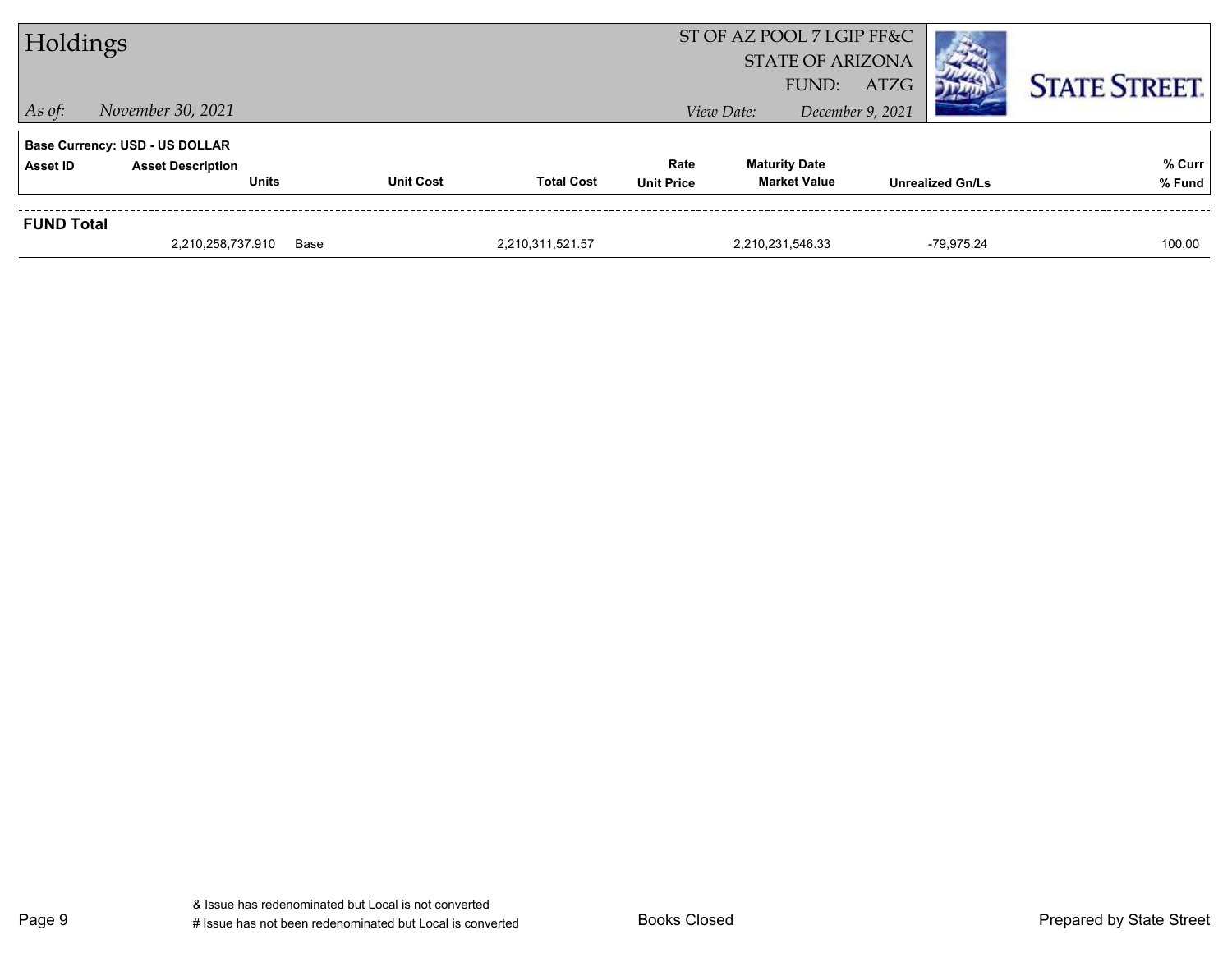# Holdings

ST OF AZ POOL 7 LGIP FF&C
STATE OF ARIZONA
FUND: ATZG

*As of:* *November 30, 2021*

*View Date:* *December 9, 2021*

**Base Currency: USD - US DOLLAR**

| Asset ID | Asset Description / Units | | Unit Cost | Total Cost | Rate / Unit Price | Maturity Date / Market Value | Unrealized Gn/Ls | % Curr / % Fund |
|---|---|---|---|---|---|---|---|---|
| **FUND Total** | | | | | | | | |
| | 2,210,258,737.910 | Base | | 2,210,311,521.57 | | 2,210,231,546.33 | -79,975.24 | 100.00 |

& Issue has redenominated but Local is not converted
# Issue has not been redenominated but Local is converted

Books Closed

Prepared by State Street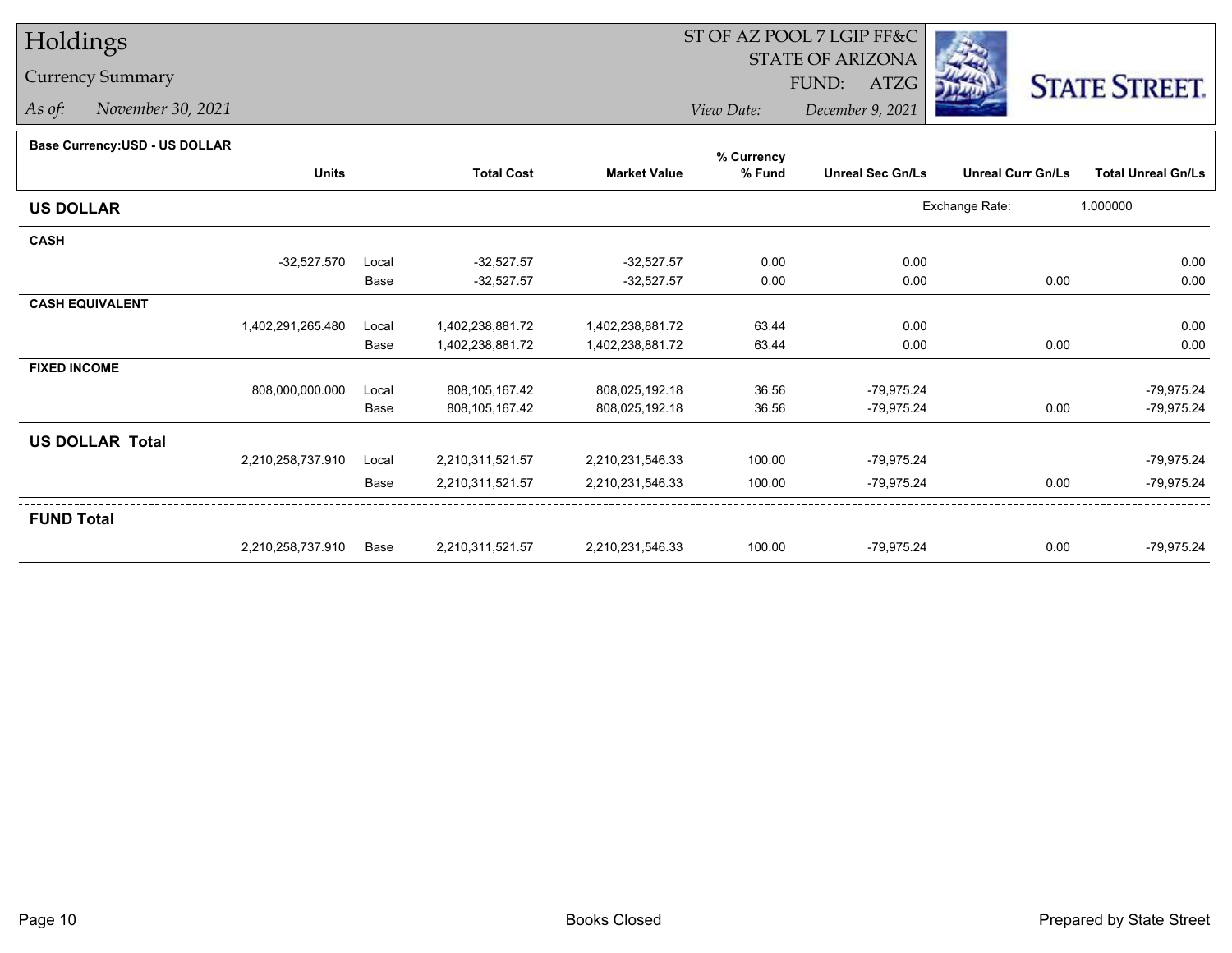# Holdings

## Currency Summary

*As of:* November 30, 2021

ST OF AZ POOL 7 LGIP FF&C
STATE OF ARIZONA
FUND: ATZG
*View Date:* December 9, 2021

**Base Currency:USD - US DOLLAR**

| | Units | | Total Cost | Market Value | % Currency % Fund | Unreal Sec Gn/Ls | Unreal Curr Gn/Ls | Total Unreal Gn/Ls |
|---|---|---|---|---|---|---|---|---|
| **US DOLLAR** | | | | | | | Exchange Rate: | 1.000000 |
| **CASH** | | | | | | | | |
| | -32,527.570 | Local | -32,527.57 | -32,527.57 | 0.00 | 0.00 | | 0.00 |
| | | Base | -32,527.57 | -32,527.57 | 0.00 | 0.00 | 0.00 | 0.00 |
| **CASH EQUIVALENT** | | | | | | | | |
| | 1,402,291,265.480 | Local | 1,402,238,881.72 | 1,402,238,881.72 | 63.44 | 0.00 | | 0.00 |
| | | Base | 1,402,238,881.72 | 1,402,238,881.72 | 63.44 | 0.00 | 0.00 | 0.00 |
| **FIXED INCOME** | | | | | | | | |
| | 808,000,000.000 | Local | 808,105,167.42 | 808,025,192.18 | 36.56 | -79,975.24 | | -79,975.24 |
| | | Base | 808,105,167.42 | 808,025,192.18 | 36.56 | -79,975.24 | 0.00 | -79,975.24 |
| **US DOLLAR Total** | | | | | | | | |
| | 2,210,258,737.910 | Local | 2,210,311,521.57 | 2,210,231,546.33 | 100.00 | -79,975.24 | | -79,975.24 |
| | | Base | 2,210,311,521.57 | 2,210,231,546.33 | 100.00 | -79,975.24 | 0.00 | -79,975.24 |
| **FUND Total** | | | | | | | | |
| | 2,210,258,737.910 | Base | 2,210,311,521.57 | 2,210,231,546.33 | 100.00 | -79,975.24 | 0.00 | -79,975.24 |

Books Closed

Prepared by State Street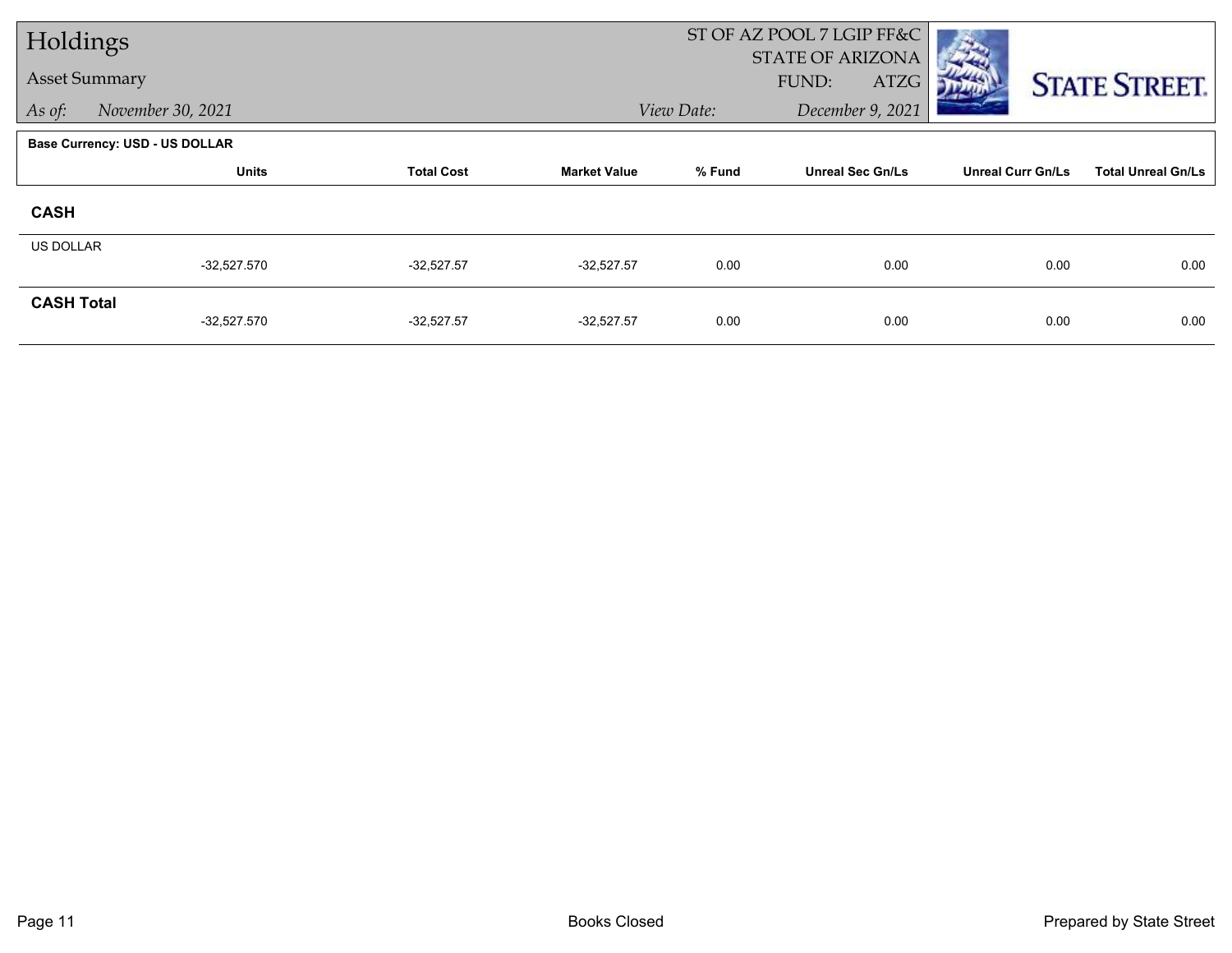# Holdings

## Asset Summary

*As of:* *November 30, 2021*

ST OF AZ POOL 7 LGIP FF&C
STATE OF ARIZONA
FUND: ATZG

*View Date:* *December 9, 2021*

STATE STREET.

**Base Currency: USD - US DOLLAR**

| | Units | Total Cost | Market Value | % Fund | Unreal Sec Gn/Ls | Unreal Curr Gn/Ls | Total Unreal Gn/Ls |
|---|---|---|---|---|---|---|---|
| **CASH** | | | | | | | |
| US DOLLAR | -32,527.570 | -32,527.57 | -32,527.57 | 0.00 | 0.00 | 0.00 | 0.00 |
| **CASH Total** | -32,527.570 | -32,527.57 | -32,527.57 | 0.00 | 0.00 | 0.00 | 0.00 |

Books Closed

Prepared by State Street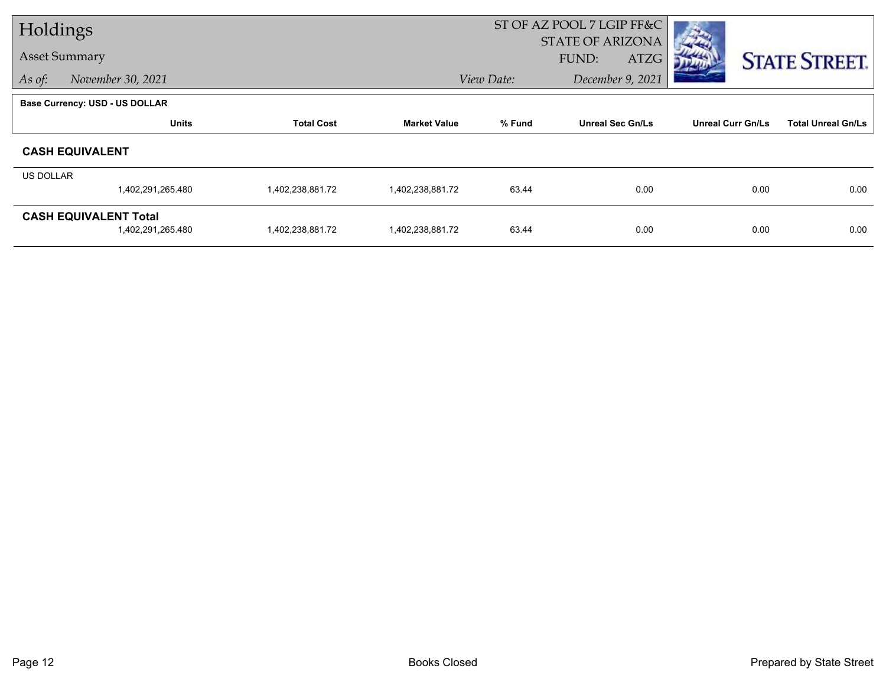# Holdings

## Asset Summary

*As of:* *November 30, 2021*

ST OF AZ POOL 7 LGIP FF&C
STATE OF ARIZONA
FUND: ATZG

*View Date:* *December 9, 2021*

STATE STREET.

**Base Currency: USD - US DOLLAR**

| | Units | Total Cost | Market Value | % Fund | Unreal Sec Gn/Ls | Unreal Curr Gn/Ls | Total Unreal Gn/Ls |
|---|---|---|---|---|---|---|---|
| **CASH EQUIVALENT** | | | | | | | |
| US DOLLAR | 1,402,291,265.480 | 1,402,238,881.72 | 1,402,238,881.72 | 63.44 | 0.00 | 0.00 | 0.00 |
| **CASH EQUIVALENT Total** | 1,402,291,265.480 | 1,402,238,881.72 | 1,402,238,881.72 | 63.44 | 0.00 | 0.00 | 0.00 |

Books Closed

Prepared by State Street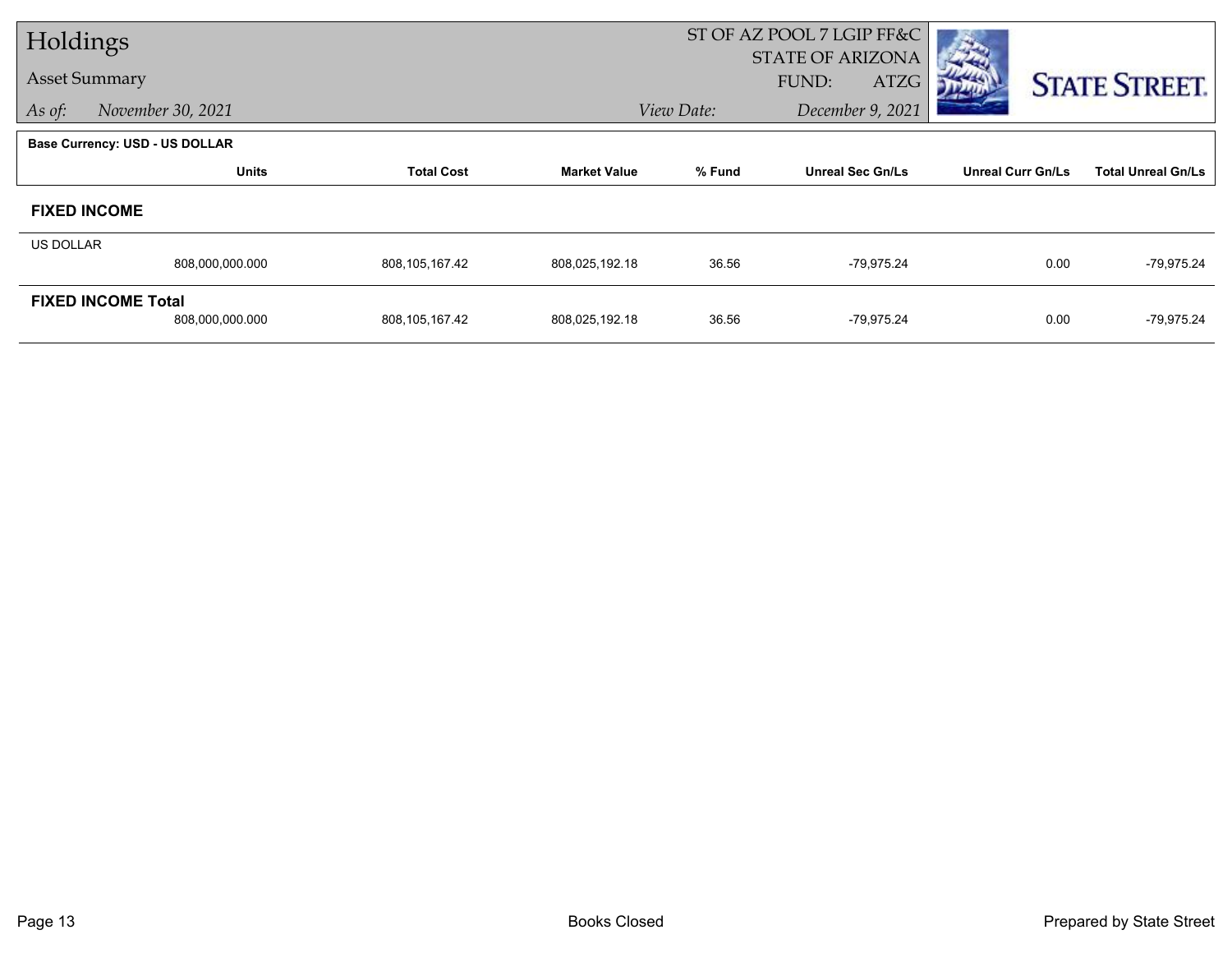# Holdings

Asset Summary

*As of:* *November 30, 2021*

ST OF AZ POOL 7 LGIP FF&C
STATE OF ARIZONA
FUND: ATZG

*View Date:* *December 9, 2021*

**Base Currency: USD - US DOLLAR**

| | Units | Total Cost | Market Value | % Fund | Unreal Sec Gn/Ls | Unreal Curr Gn/Ls | Total Unreal Gn/Ls |
|---|---|---|---|---|---|---|---|
| **FIXED INCOME** | | | | | | | |
| US DOLLAR | 808,000,000.000 | 808,105,167.42 | 808,025,192.18 | 36.56 | -79,975.24 | 0.00 | -79,975.24 |
| **FIXED INCOME Total** | 808,000,000.000 | 808,105,167.42 | 808,025,192.18 | 36.56 | -79,975.24 | 0.00 | -79,975.24 |

Books Closed

Prepared by State Street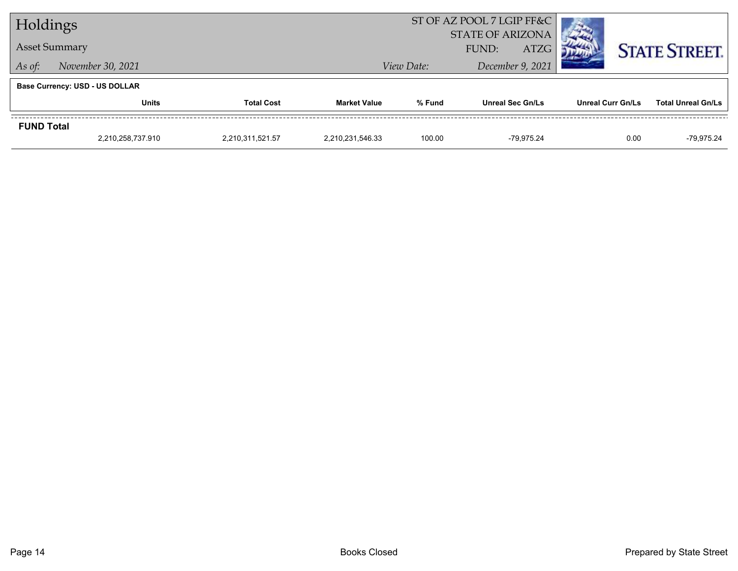# Holdings

## Asset Summary

*As of:* *November 30, 2021*

ST OF AZ POOL 7 LGIP FF&C
STATE OF ARIZONA
FUND: ATZG

*View Date:* *December 9, 2021*

**Base Currency: USD - US DOLLAR**

| | Units | Total Cost | Market Value | % Fund | Unreal Sec Gn/Ls | Unreal Curr Gn/Ls | Total Unreal Gn/Ls |
|---|---|---|---|---|---|---|---|
| **FUND Total** | 2,210,258,737.910 | 2,210,311,521.57 | 2,210,231,546.33 | 100.00 | -79,975.24 | 0.00 | -79,975.24 |

Books Closed

Prepared by State Street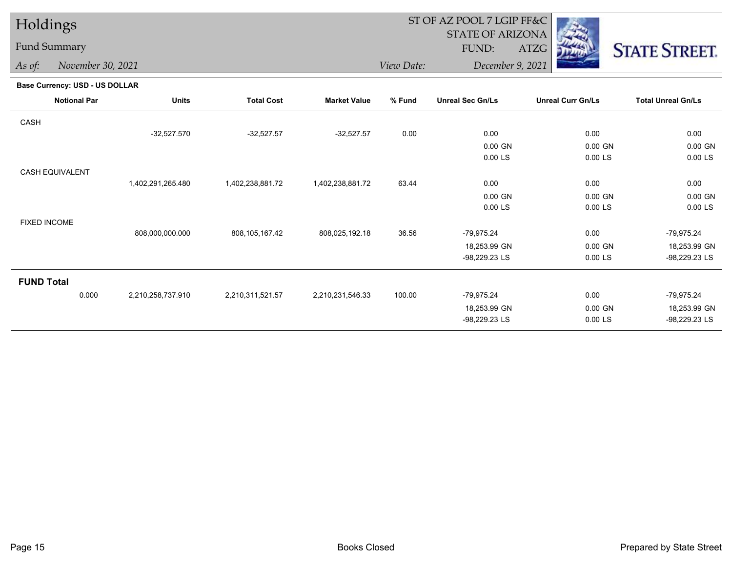# Holdings

Fund Summary

*As of:* *November 30, 2021*

ST OF AZ POOL 7 LGIP FF&C
STATE OF ARIZONA
FUND: ATZG

*View Date:* *December 9, 2021*

STATE STREET.

**Base Currency: USD - US DOLLAR**

| Notional Par | Units | Total Cost | Market Value | % Fund | Unreal Sec Gn/Ls | Unreal Curr Gn/Ls | Total Unreal Gn/Ls |
|---|---|---|---|---|---|---|---|
| CASH | | | | | | | |
| | -32,527.570 | -32,527.57 | -32,527.57 | 0.00 | 0.00 | 0.00 | 0.00 |
| | | | | | 0.00 GN | 0.00 GN | 0.00 GN |
| | | | | | 0.00 LS | 0.00 LS | 0.00 LS |
| CASH EQUIVALENT | | | | | | | |
| | 1,402,291,265.480 | 1,402,238,881.72 | 1,402,238,881.72 | 63.44 | 0.00 | 0.00 | 0.00 |
| | | | | | 0.00 GN | 0.00 GN | 0.00 GN |
| | | | | | 0.00 LS | 0.00 LS | 0.00 LS |
| FIXED INCOME | | | | | | | |
| | 808,000,000.000 | 808,105,167.42 | 808,025,192.18 | 36.56 | -79,975.24 | 0.00 | -79,975.24 |
| | | | | | 18,253.99 GN | 0.00 GN | 18,253.99 GN |
| | | | | | -98,229.23 LS | 0.00 LS | -98,229.23 LS |
| **FUND Total** | | | | | | | |
| 0.000 | 2,210,258,737.910 | 2,210,311,521.57 | 2,210,231,546.33 | 100.00 | -79,975.24 | 0.00 | -79,975.24 |
| | | | | | 18,253.99 GN | 0.00 GN | 18,253.99 GN |
| | | | | | -98,229.23 LS | 0.00 LS | -98,229.23 LS |

Books Closed

Prepared by State Street